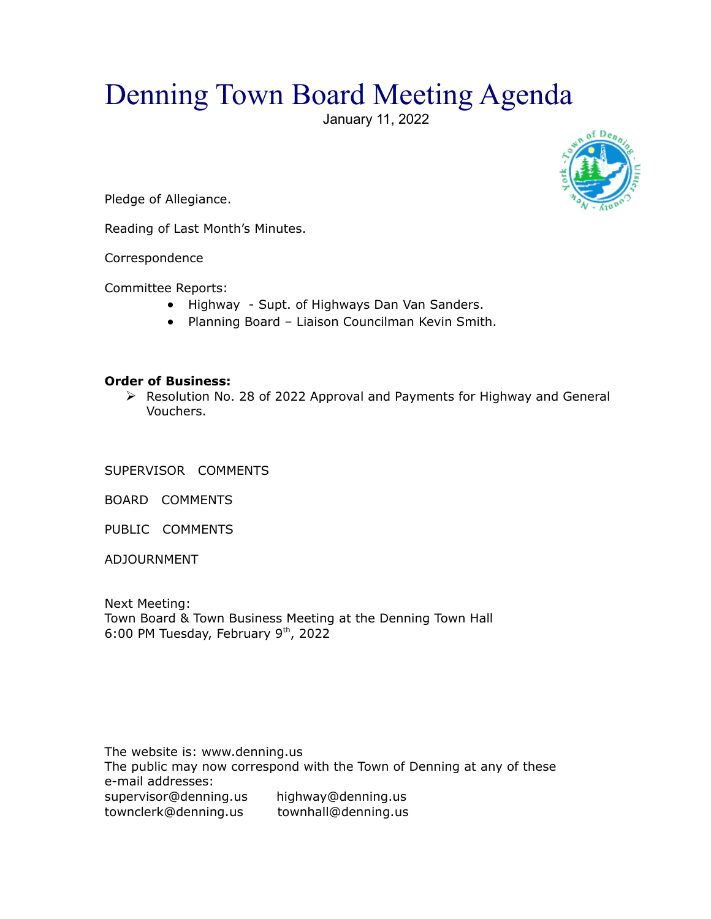# Denning Town Board Meeting Agenda

January 11, 2022

Pledge of Allegiance.

Reading of Last Month's Minutes.

Correspondence

Committee Reports:

- Highway - Supt. of Highways Dan Van Sanders.
- Planning Board – Liaison Councilman Kevin Smith.

**Order of Business:**

- Resolution No. 28 of 2022 Approval and Payments for Highway and General Vouchers.

SUPERVISOR COMMENTS

BOARD COMMENTS

PUBLIC COMMENTS

ADJOURNMENT

Next Meeting:
Town Board & Town Business Meeting at the Denning Town Hall
6:00 PM Tuesday, February 9th, 2022

The website is: www.denning.us
The public may now correspond with the Town of Denning at any of these e-mail addresses:

supervisor@denning.us    highway@denning.us
townclerk@denning.us    townhall@denning.us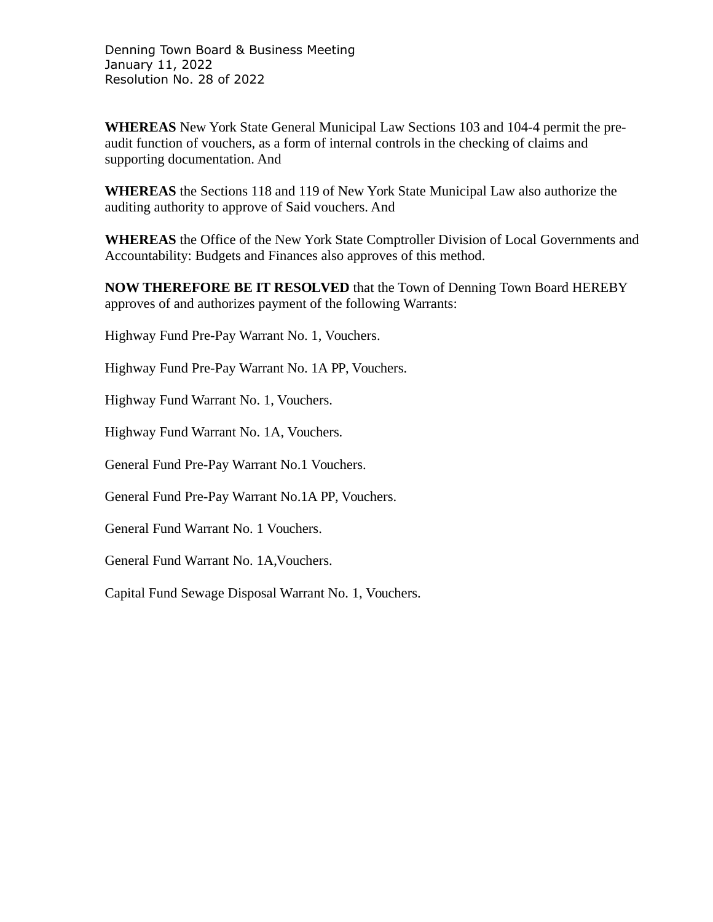Denning Town Board & Business Meeting
January 11, 2022
Resolution No. 28 of 2022

**WHEREAS** New York State General Municipal Law Sections 103 and 104-4 permit the pre-audit function of vouchers, as a form of internal controls in the checking of claims and supporting documentation. And

**WHEREAS** the Sections 118 and 119 of New York State Municipal Law also authorize the auditing authority to approve of Said vouchers. And

**WHEREAS** the Office of the New York State Comptroller Division of Local Governments and Accountability: Budgets and Finances also approves of this method.

**NOW THEREFORE BE IT RESOLVED** that the Town of Denning Town Board HEREBY approves of and authorizes payment of the following Warrants:

Highway Fund Pre-Pay Warrant No. 1, Vouchers.

Highway Fund Pre-Pay Warrant No. 1A PP, Vouchers.

Highway Fund Warrant No. 1, Vouchers.

Highway Fund Warrant No. 1A, Vouchers.

General Fund Pre-Pay Warrant No.1 Vouchers.

General Fund Pre-Pay Warrant No.1A PP, Vouchers.

General Fund Warrant No. 1 Vouchers.

General Fund Warrant No. 1A,Vouchers.

Capital Fund Sewage Disposal Warrant No. 1, Vouchers.